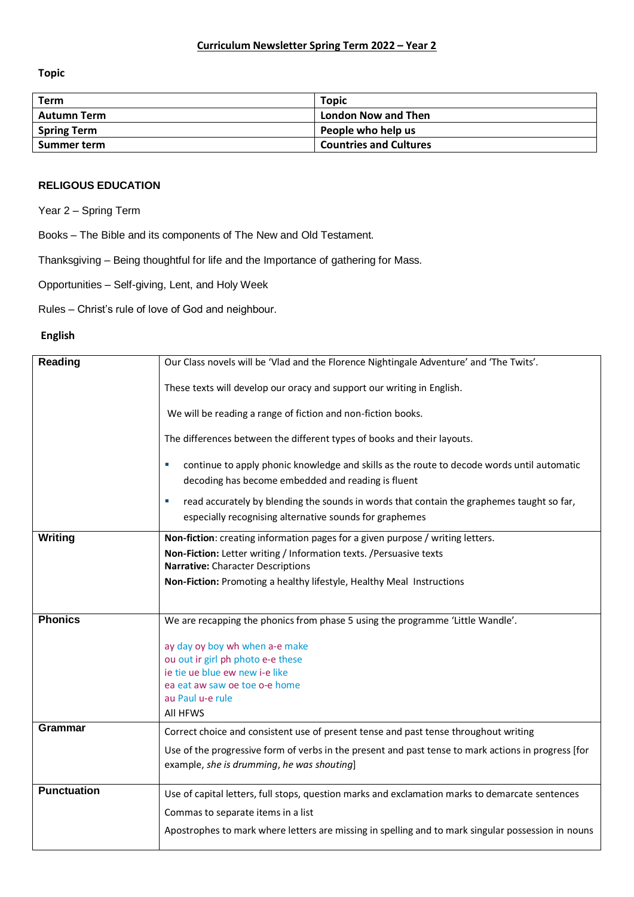# Curriculum Newsletter Spring Term 2022 – Year 2

**Topic**

| Term | Topic |
|---|---|
| **Autumn Term** | **London Now and Then** |
| **Spring Term** | **People who help us** |
| **Summer term** | **Countries and Cultures** |

## RELIGOUS EDUCATION

Year 2 – Spring Term

Books – The Bible and its components of The New and Old Testament.

Thanksgiving – Being thoughtful for life and the Importance of gathering for Mass.

Opportunities – Self-giving, Lent, and Holy Week

Rules – Christ's rule of love of God and neighbour.

## English

| | |
|---|---|
| **Reading** | Our Class novels will be 'Vlad and the Florence Nightingale Adventure' and 'The Twits'.<br><br>These texts will develop our oracy and support our writing in English.<br><br>We will be reading a range of fiction and non-fiction books.<br><br>The differences between the different types of books and their layouts.<br><br>▪ continue to apply phonic knowledge and skills as the route to decode words until automatic decoding has become embedded and reading is fluent<br><br>▪ read accurately by blending the sounds in words that contain the graphemes taught so far, especially recognising alternative sounds for graphemes |
| **Writing** | **Non-fiction**: creating information pages for a given purpose / writing letters.<br>**Non-Fiction:** Letter writing / Information texts. /Persuasive texts<br>**Narrative:** Character Descriptions<br>**Non-Fiction:** Promoting a healthy lifestyle, Healthy Meal Instructions |
| **Phonics** | We are recapping the phonics from phase 5 using the programme 'Little Wandle'.<br><br>ay day oy boy wh when a-e make<br>ou out ir girl ph photo e-e these<br>ie tie ue blue ew new i-e like<br>ea eat aw saw oe toe o-e home<br>au Paul u-e rule<br>All HFWS |
| **Grammar** | Correct choice and consistent use of present tense and past tense throughout writing<br><br>Use of the progressive form of verbs in the present and past tense to mark actions in progress [for example, *she is drumming*, *he was shouting*] |
| **Punctuation** | Use of capital letters, full stops, question marks and exclamation marks to demarcate sentences<br><br>Commas to separate items in a list<br><br>Apostrophes to mark where letters are missing in spelling and to mark singular possession in nouns |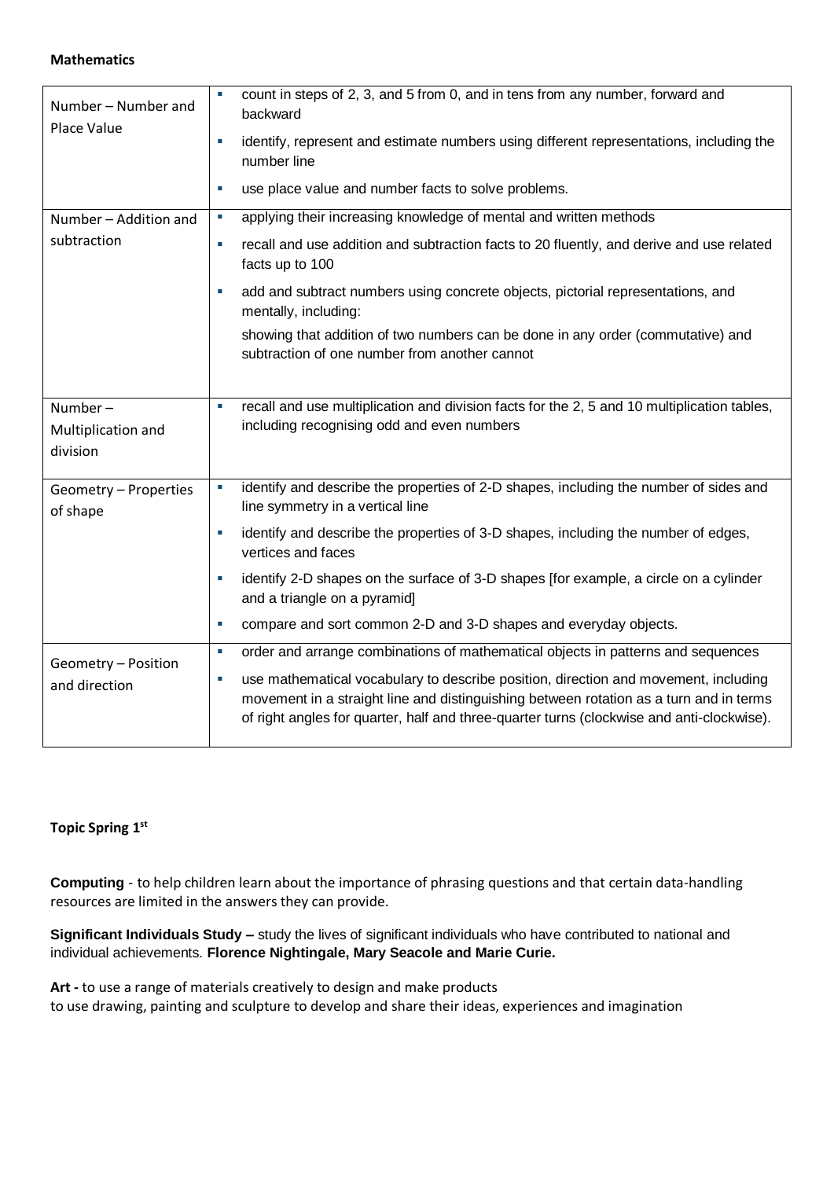**Mathematics**

| | |
|---|---|
| Number – Number and Place Value | ▪ count in steps of 2, 3, and 5 from 0, and in tens from any number, forward and backward<br>▪ identify, represent and estimate numbers using different representations, including the number line<br>▪ use place value and number facts to solve problems. |
| Number – Addition and subtraction | ▪ applying their increasing knowledge of mental and written methods<br>▪ recall and use addition and subtraction facts to 20 fluently, and derive and use related facts up to 100<br>▪ add and subtract numbers using concrete objects, pictorial representations, and mentally, including:<br>showing that addition of two numbers can be done in any order (commutative) and subtraction of one number from another cannot |
| Number – Multiplication and division | ▪ recall and use multiplication and division facts for the 2, 5 and 10 multiplication tables, including recognising odd and even numbers |
| Geometry – Properties of shape | ▪ identify and describe the properties of 2-D shapes, including the number of sides and line symmetry in a vertical line<br>▪ identify and describe the properties of 3-D shapes, including the number of edges, vertices and faces<br>▪ identify 2-D shapes on the surface of 3-D shapes [for example, a circle on a cylinder and a triangle on a pyramid]<br>▪ compare and sort common 2-D and 3-D shapes and everyday objects. |
| Geometry – Position and direction | ▪ order and arrange combinations of mathematical objects in patterns and sequences<br>▪ use mathematical vocabulary to describe position, direction and movement, including movement in a straight line and distinguishing between rotation as a turn and in terms of right angles for quarter, half and three-quarter turns (clockwise and anti-clockwise). |

**Topic Spring 1st**

**Computing** - to help children learn about the importance of phrasing questions and that certain data-handling resources are limited in the answers they can provide.

**Significant Individuals Study –** study the lives of significant individuals who have contributed to national and individual achievements. **Florence Nightingale, Mary Seacole and Marie Curie.**

**Art -** to use a range of materials creatively to design and make products
to use drawing, painting and sculpture to develop and share their ideas, experiences and imagination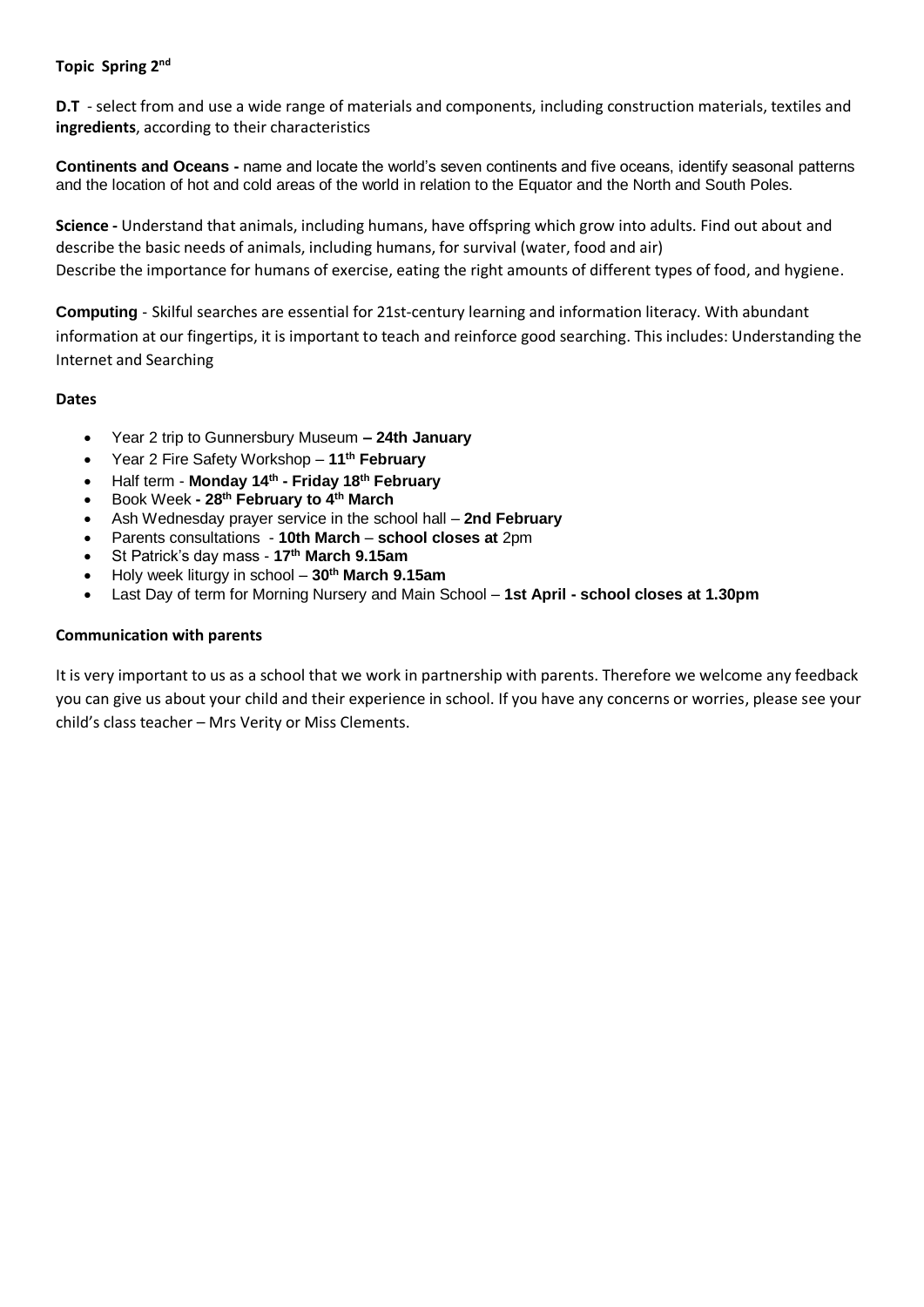**Topic Spring 2nd**

**D.T** - select from and use a wide range of materials and components, including construction materials, textiles and **ingredients**, according to their characteristics

**Continents and Oceans -** name and locate the world's seven continents and five oceans, identify seasonal patterns and the location of hot and cold areas of the world in relation to the Equator and the North and South Poles.

**Science -** Understand that animals, including humans, have offspring which grow into adults. Find out about and describe the basic needs of animals, including humans, for survival (water, food and air)
Describe the importance for humans of exercise, eating the right amounts of different types of food, and hygiene.

**Computing** - Skilful searches are essential for 21st-century learning and information literacy. With abundant information at our fingertips, it is important to teach and reinforce good searching. This includes: Understanding the Internet and Searching

**Dates**

- Year 2 trip to Gunnersbury Museum **– 24th January**
- Year 2 Fire Safety Workshop – **11th February**
- Half term - **Monday 14th - Friday 18th February**
- Book Week **- 28th February to 4th March**
- Ash Wednesday prayer service in the school hall – **2nd February**
- Parents consultations - **10th March** – **school closes at** 2pm
- St Patrick's day mass - **17th March 9.15am**
- Holy week liturgy in school – **30th March 9.15am**
- Last Day of term for Morning Nursery and Main School – **1st April - school closes at 1.30pm**

**Communication with parents**

It is very important to us as a school that we work in partnership with parents. Therefore we welcome any feedback you can give us about your child and their experience in school. If you have any concerns or worries, please see your child's class teacher – Mrs Verity or Miss Clements.